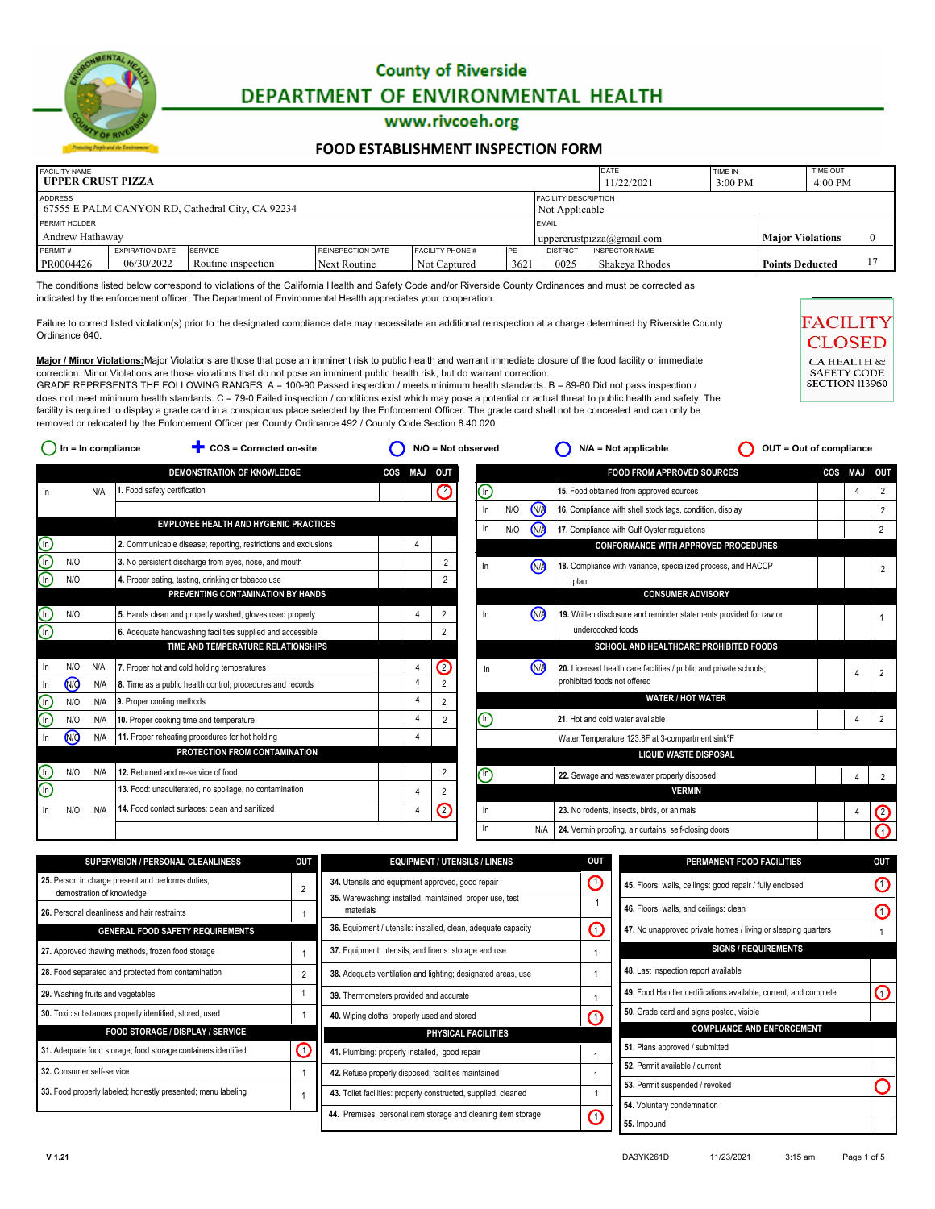# County of Riverside
## DEPARTMENT OF ENVIRONMENTAL HEALTH
www.rivcoeh.org

## FOOD ESTABLISHMENT INSPECTION FORM

| FACILITY NAME | DATE | TIME IN | TIME OUT |
|---|---|---|---|
| UPPER CRUST PIZZA | 11/22/2021 | 3:00 PM | 4:00 PM |

| ADDRESS | FACILITY DESCRIPTION |
|---|---|
| 67555 E PALM CANYON RD, Cathedral City, CA 92234 | Not Applicable |

| PERMIT HOLDER | EMAIL | Major Violations |
|---|---|---|
| Andrew Hathaway | uppercrustpizza@gmail.com | 0 |

| PERMIT # | EXPIRATION DATE | SERVICE | REINSPECTION DATE | FACILITY PHONE # | PE | DISTRICT | INSPECTOR NAME | Points Deducted |
|---|---|---|---|---|---|---|---|---|
| PR0004426 | 06/30/2022 | Routine inspection | Next Routine | Not Captured | 3621 | 0025 | Shakeya Rhodes | 17 |

The conditions listed below correspond to violations of the California Health and Safety Code and/or Riverside County Ordinances and must be corrected as indicated by the enforcement officer. The Department of Environmental Health appreciates your cooperation.

Failure to correct listed violation(s) prior to the designated compliance date may necessitate an additional reinspection at a charge determined by Riverside County Ordinance 640.

FACILITY CLOSED
CA HEALTH & SAFETY CODE SECTION 113960

**Major / Minor Violations:** Major Violations are those that pose an imminent risk to public health and warrant immediate closure of the food facility or immediate correction. Minor Violations are those violations that do not pose an imminent public health risk, but do warrant correction.
GRADE REPRESENTS THE FOLLOWING RANGES: A = 100-90 Passed inspection / meets minimum health standards. B = 89-80 Did not pass inspection / does not meet minimum health standards. C = 79-0 Failed inspection / conditions exist which may pose a potential or actual threat to public health and safety. The facility is required to display a grade card in a conspicuous place selected by the Enforcement Officer. The grade card shall not be concealed and can only be removed or relocated by the Enforcement Officer per County Ordinance 492 / County Code Section 8.40.020

In = In compliance | COS = Corrected on-site | N/O = Not observed | N/A = Not applicable | OUT = Out of compliance

| Status | Item | COS | MAJ | OUT |
|---|---|---|---|---|
| **DEMONSTRATION OF KNOWLEDGE** | | | | |
| In N/A | 1. Food safety certification | | | (2) |
| **EMPLOYEE HEALTH AND HYGIENIC PRACTICES** | | | | |
| (In) | 2. Communicable disease; reporting, restrictions and exclusions | | 4 | |
| (In) N/O | 3. No persistent discharge from eyes, nose, and mouth | | | 2 |
| (In) N/O | 4. Proper eating, tasting, drinking or tobacco use | | | 2 |
| **PREVENTING CONTAMINATION BY HANDS** | | | | |
| (In) N/O | 5. Hands clean and properly washed; gloves used properly | | 4 | 2 |
| (In) | 6. Adequate handwashing facilities supplied and accessible | | | 2 |
| **TIME AND TEMPERATURE RELATIONSHIPS** | | | | |
| In N/O N/A | 7. Proper hot and cold holding temperatures | | 4 | (2) |
| In (N/O) N/A | 8. Time as a public health control; procedures and records | | 4 | 2 |
| (In) N/O N/A | 9. Proper cooling methods | | 4 | 2 |
| (In) N/O N/A | 10. Proper cooking time and temperature | | 4 | 2 |
| In (N/O) N/A | 11. Proper reheating procedures for hot holding | | 4 | |
| **PROTECTION FROM CONTAMINATION** | | | | |
| (In) N/O N/A | 12. Returned and re-service of food | | | 2 |
| (In) | 13. Food: unadulterated, no spoilage, no contamination | | 4 | 2 |
| In N/O N/A | 14. Food contact surfaces: clean and sanitized | | 4 | (2) |
| **FOOD FROM APPROVED SOURCES** | | | | |
| (In) | 15. Food obtained from approved sources | | 4 | 2 |
| In N/O (N/A) | 16. Compliance with shell stock tags, condition, display | | | 2 |
| In N/O (N/A) | 17. Compliance with Gulf Oyster regulations | | | 2 |
| **CONFORMANCE WITH APPROVED PROCEDURES** | | | | |
| In (N/A) | 18. Compliance with variance, specialized process, and HACCP plan | | | 2 |
| **CONSUMER ADVISORY** | | | | |
| In (N/A) | 19. Written disclosure and reminder statements provided for raw or undercooked foods | | | 1 |
| **SCHOOL AND HEALTHCARE PROHIBITED FOODS** | | | | |
| In (N/A) | 20. Licensed health care facilities / public and private schools; prohibited foods not offered | | 4 | 2 |
| **WATER / HOT WATER** | | | | |
| (In) | 21. Hot and cold water available | | 4 | 2 |
| | Water Temperature 123.8F at 3-compartment sink°F | | | |
| **LIQUID WASTE DISPOSAL** | | | | |
| (In) | 22. Sewage and wastewater properly disposed | | 4 | 2 |
| **VERMIN** | | | | |
| In | 23. No rodents, insects, birds, or animals | | 4 | (2) |
| In N/A | 24. Vermin proofing, air curtains, self-closing doors | | | (1) |

| Item | OUT |
|---|---|
| **SUPERVISION / PERSONAL CLEANLINESS** | |
| 25. Person in charge present and performs duties, demonstration of knowledge | 2 |
| 26. Personal cleanliness and hair restraints | 1 |
| **GENERAL FOOD SAFETY REQUIREMENTS** | |
| 27. Approved thawing methods, frozen food storage | 1 |
| 28. Food separated and protected from contamination | 2 |
| 29. Washing fruits and vegetables | 1 |
| 30. Toxic substances properly identified, stored, used | 1 |
| **FOOD STORAGE / DISPLAY / SERVICE** | |
| 31. Adequate food storage; food storage containers identified | (1) |
| 32. Consumer self-service | 1 |
| 33. Food properly labeled; honestly presented; menu labeling | 1 |
| **EQUIPMENT / UTENSILS / LINENS** | |
| 34. Utensils and equipment approved, good repair | (1) |
| 35. Warewashing: installed, maintained, proper use, test materials | 1 |
| 36. Equipment / utensils: installed, clean, adequate capacity | (1) |
| 37. Equipment, utensils, and linens: storage and use | 1 |
| 38. Adequate ventilation and lighting; designated areas, use | 1 |
| 39. Thermometers provided and accurate | 1 |
| 40. Wiping cloths: properly used and stored | (1) |
| **PHYSICAL FACILITIES** | |
| 41. Plumbing: properly installed, good repair | 1 |
| 42. Refuse properly disposed; facilities maintained | 1 |
| 43. Toilet facilities: properly constructed, supplied, cleaned | 1 |
| 44. Premises; personal item storage and cleaning item storage | (1) |
| **PERMANENT FOOD FACILITIES** | |
| 45. Floors, walls, ceilings: good repair / fully enclosed | (1) |
| 46. Floors, walls, and ceilings: clean | (1) |
| 47. No unapproved private homes / living or sleeping quarters | 1 |
| **SIGNS / REQUIREMENTS** | |
| 48. Last inspection report available | |
| 49. Food Handler certifications available, current, and complete | (1) |
| 50. Grade card and signs posted, visible | |
| **COMPLIANCE AND ENFORCEMENT** | |
| 51. Plans approved / submitted | |
| 52. Permit available / current | |
| 53. Permit suspended / revoked | ( ) |
| 54. Voluntary condemnation | |
| 55. Impound | |

V 1.21 | DA3YK261D | 11/23/2021 | 3:15 am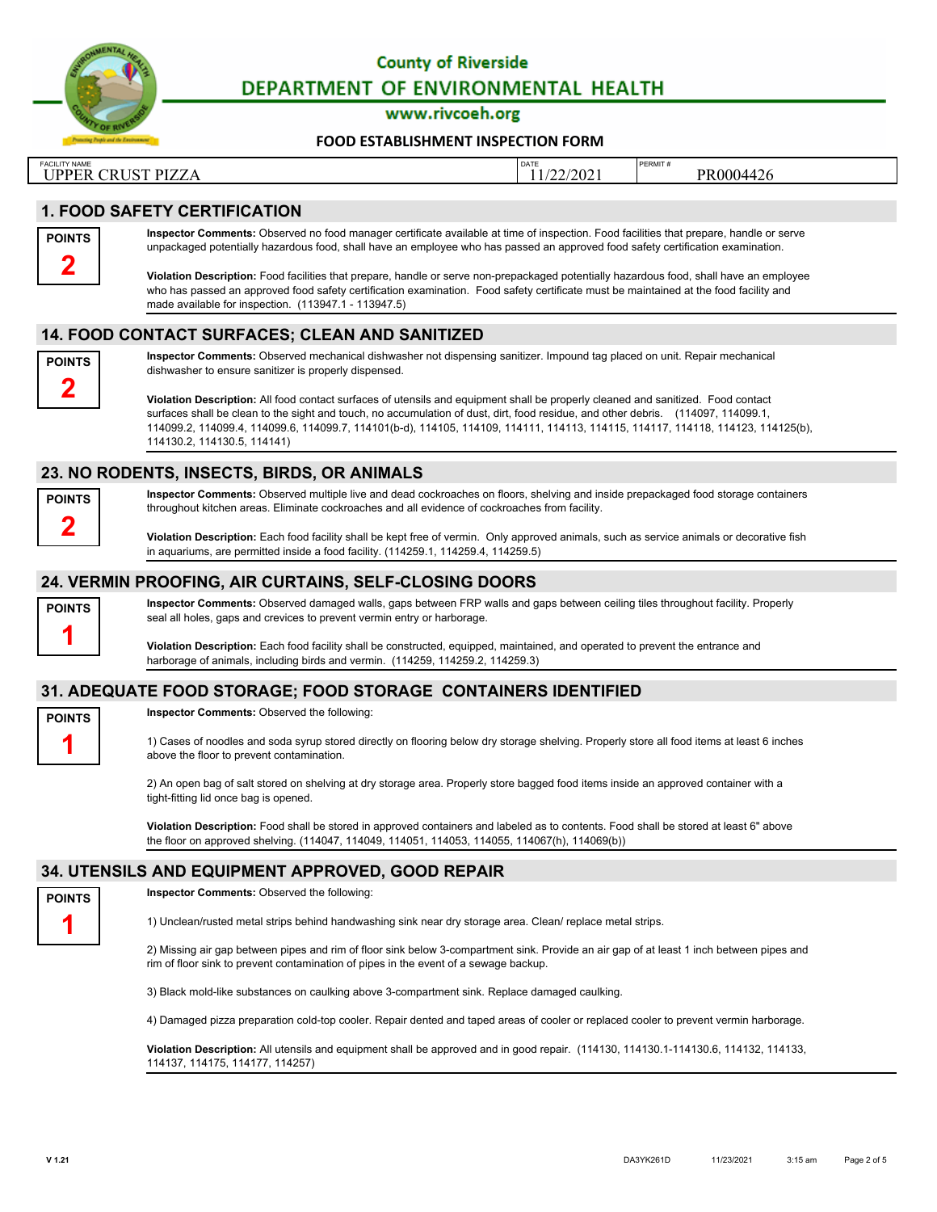County of Riverside

DEPARTMENT OF ENVIRONMENTAL HEALTH

www.rivcoeh.org

**FOOD ESTABLISHMENT INSPECTION FORM**

| FACILITY NAME | DATE | PERMIT # |
|---|---|---|
| UPPER CRUST PIZZA | 11/22/2021 | PR0004426 |

## 1. FOOD SAFETY CERTIFICATION

**POINTS 2**

**Inspector Comments:** Observed no food manager certificate available at time of inspection. Food facilities that prepare, handle or serve unpackaged potentially hazardous food, shall have an employee who has passed an approved food safety certification examination.

**Violation Description:** Food facilities that prepare, handle or serve non-prepackaged potentially hazardous food, shall have an employee who has passed an approved food safety certification examination. Food safety certificate must be maintained at the food facility and made available for inspection. (113947.1 - 113947.5)

## 14. FOOD CONTACT SURFACES; CLEAN AND SANITIZED

**POINTS 2**

**Inspector Comments:** Observed mechanical dishwasher not dispensing sanitizer. Impound tag placed on unit. Repair mechanical dishwasher to ensure sanitizer is properly dispensed.

**Violation Description:** All food contact surfaces of utensils and equipment shall be properly cleaned and sanitized. Food contact surfaces shall be clean to the sight and touch, no accumulation of dust, dirt, food residue, and other debris. (114097, 114099.1, 114099.2, 114099.4, 114099.6, 114099.7, 114101(b-d), 114105, 114109, 114111, 114113, 114115, 114117, 114118, 114123, 114125(b), 114130.2, 114130.5, 114141)

## 23. NO RODENTS, INSECTS, BIRDS, OR ANIMALS

**POINTS 2**

**Inspector Comments:** Observed multiple live and dead cockroaches on floors, shelving and inside prepackaged food storage containers throughout kitchen areas. Eliminate cockroaches and all evidence of cockroaches from facility.

**Violation Description:** Each food facility shall be kept free of vermin. Only approved animals, such as service animals or decorative fish in aquariums, are permitted inside a food facility. (114259.1, 114259.4, 114259.5)

## 24. VERMIN PROOFING, AIR CURTAINS, SELF-CLOSING DOORS

**POINTS 1**

**Inspector Comments:** Observed damaged walls, gaps between FRP walls and gaps between ceiling tiles throughout facility. Properly seal all holes, gaps and crevices to prevent vermin entry or harborage.

**Violation Description:** Each food facility shall be constructed, equipped, maintained, and operated to prevent the entrance and harborage of animals, including birds and vermin. (114259, 114259.2, 114259.3)

## 31. ADEQUATE FOOD STORAGE; FOOD STORAGE CONTAINERS IDENTIFIED

**POINTS 1**

**Inspector Comments:** Observed the following:

1) Cases of noodles and soda syrup stored directly on flooring below dry storage shelving. Properly store all food items at least 6 inches above the floor to prevent contamination.

2) An open bag of salt stored on shelving at dry storage area. Properly store bagged food items inside an approved container with a tight-fitting lid once bag is opened.

**Violation Description:** Food shall be stored in approved containers and labeled as to contents. Food shall be stored at least 6" above the floor on approved shelving. (114047, 114049, 114051, 114053, 114055, 114067(h), 114069(b))

## 34. UTENSILS AND EQUIPMENT APPROVED, GOOD REPAIR

**POINTS 1**

**Inspector Comments:** Observed the following:

1) Unclean/rusted metal strips behind handwashing sink near dry storage area. Clean/ replace metal strips.

2) Missing air gap between pipes and rim of floor sink below 3-compartment sink. Provide an air gap of at least 1 inch between pipes and rim of floor sink to prevent contamination of pipes in the event of a sewage backup.

3) Black mold-like substances on caulking above 3-compartment sink. Replace damaged caulking.

4) Damaged pizza preparation cold-top cooler. Repair dented and taped areas of cooler or replaced cooler to prevent vermin harborage.

**Violation Description:** All utensils and equipment shall be approved and in good repair. (114130, 114130.1-114130.6, 114132, 114133, 114137, 114175, 114177, 114257)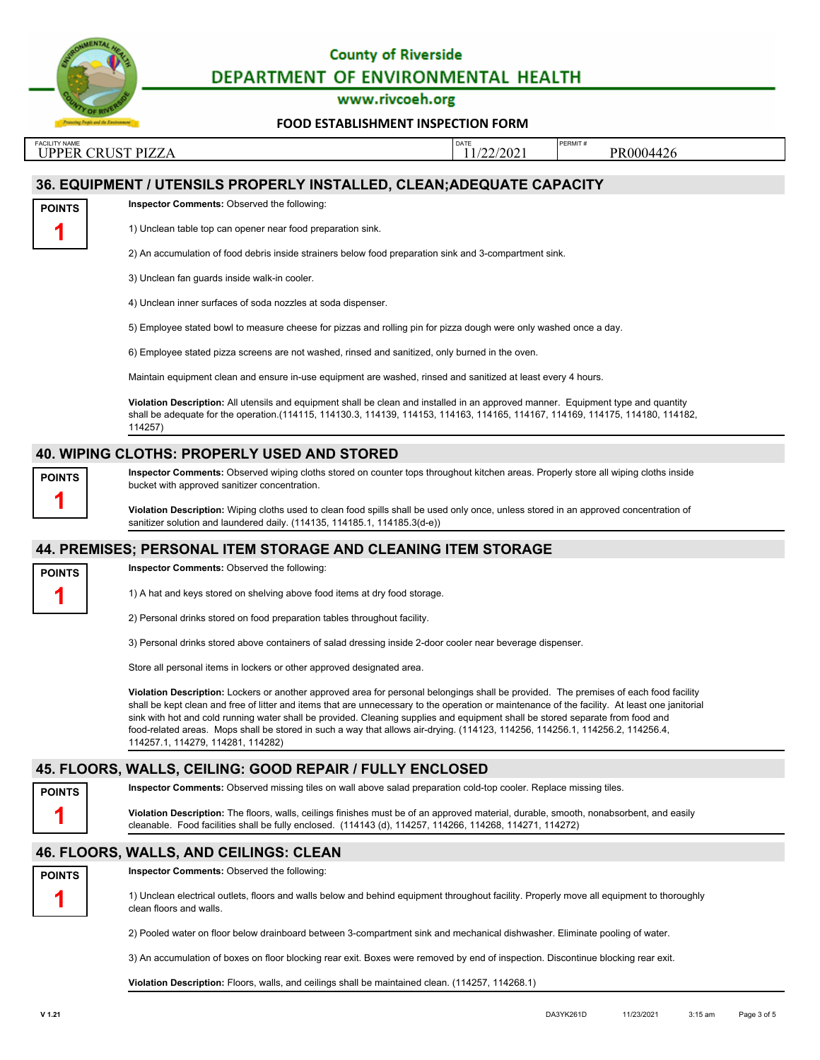County of Riverside

DEPARTMENT OF ENVIRONMENTAL HEALTH

www.rivcoeh.org

**FOOD ESTABLISHMENT INSPECTION FORM**

| FACILITY NAME | DATE | PERMIT # |
|---|---|---|
| UPPER CRUST PIZZA | 11/22/2021 | PR0004426 |

## 36. EQUIPMENT / UTENSILS PROPERLY INSTALLED, CLEAN;ADEQUATE CAPACITY

**POINTS** **1**

**Inspector Comments:** Observed the following:

1) Unclean table top can opener near food preparation sink.

2) An accumulation of food debris inside strainers below food preparation sink and 3-compartment sink.

3) Unclean fan guards inside walk-in cooler.

4) Unclean inner surfaces of soda nozzles at soda dispenser.

5) Employee stated bowl to measure cheese for pizzas and rolling pin for pizza dough were only washed once a day.

6) Employee stated pizza screens are not washed, rinsed and sanitized, only burned in the oven.

Maintain equipment clean and ensure in-use equipment are washed, rinsed and sanitized at least every 4 hours.

**Violation Description:** All utensils and equipment shall be clean and installed in an approved manner. Equipment type and quantity shall be adequate for the operation.(114115, 114130.3, 114139, 114153, 114163, 114165, 114167, 114169, 114175, 114180, 114182, 114257)

## 40. WIPING CLOTHS: PROPERLY USED AND STORED

**POINTS** **1**

**Inspector Comments:** Observed wiping cloths stored on counter tops throughout kitchen areas. Properly store all wiping cloths inside bucket with approved sanitizer concentration.

**Violation Description:** Wiping cloths used to clean food spills shall be used only once, unless stored in an approved concentration of sanitizer solution and laundered daily. (114135, 114185.1, 114185.3(d-e))

## 44. PREMISES; PERSONAL ITEM STORAGE AND CLEANING ITEM STORAGE

**POINTS** **1**

**Inspector Comments:** Observed the following:

1) A hat and keys stored on shelving above food items at dry food storage.

2) Personal drinks stored on food preparation tables throughout facility.

3) Personal drinks stored above containers of salad dressing inside 2-door cooler near beverage dispenser.

Store all personal items in lockers or other approved designated area.

**Violation Description:** Lockers or another approved area for personal belongings shall be provided. The premises of each food facility shall be kept clean and free of litter and items that are unnecessary to the operation or maintenance of the facility. At least one janitorial sink with hot and cold running water shall be provided. Cleaning supplies and equipment shall be stored separate from food and food-related areas. Mops shall be stored in such a way that allows air-drying. (114123, 114256, 114256.1, 114256.2, 114256.4, 114257.1, 114279, 114281, 114282)

## 45. FLOORS, WALLS, CEILING: GOOD REPAIR / FULLY ENCLOSED

**POINTS** **1**

**Inspector Comments:** Observed missing tiles on wall above salad preparation cold-top cooler. Replace missing tiles.

**Violation Description:** The floors, walls, ceilings finishes must be of an approved material, durable, smooth, nonabsorbent, and easily cleanable. Food facilities shall be fully enclosed. (114143 (d), 114257, 114266, 114268, 114271, 114272)

## 46. FLOORS, WALLS, AND CEILINGS: CLEAN

**POINTS** **1**

**Inspector Comments:** Observed the following:

1) Unclean electrical outlets, floors and walls below and behind equipment throughout facility. Properly move all equipment to thoroughly clean floors and walls.

2) Pooled water on floor below drainboard between 3-compartment sink and mechanical dishwasher. Eliminate pooling of water.

3) An accumulation of boxes on floor blocking rear exit. Boxes were removed by end of inspection. Discontinue blocking rear exit.

**Violation Description:** Floors, walls, and ceilings shall be maintained clean. (114257, 114268.1)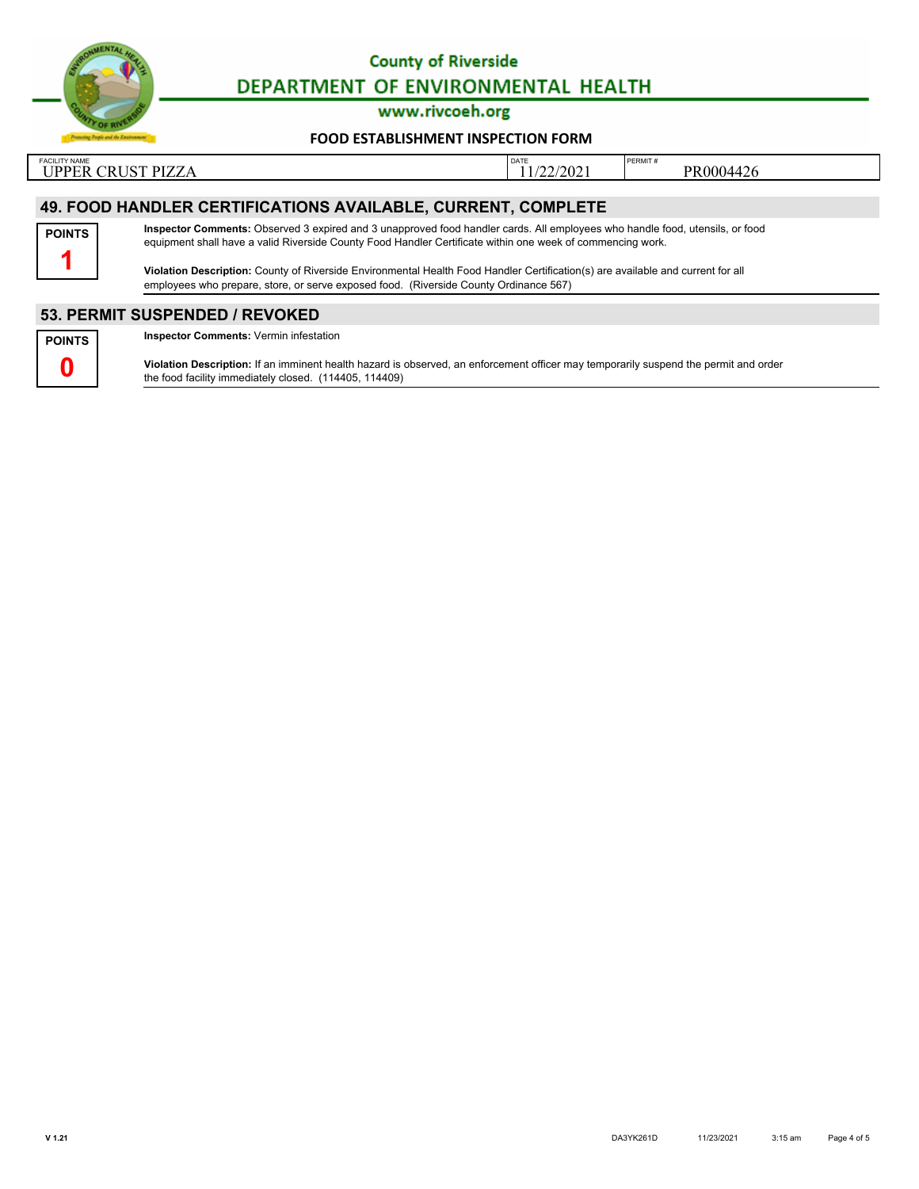County of Riverside

DEPARTMENT OF ENVIRONMENTAL HEALTH

www.rivcoeh.org

**FOOD ESTABLISHMENT INSPECTION FORM**

| FACILITY NAME | DATE | PERMIT # |
|---|---|---|
| UPPER CRUST PIZZA | 11/22/2021 | PR0004426 |

## 49. FOOD HANDLER CERTIFICATIONS AVAILABLE, CURRENT, COMPLETE

**POINTS**

**1**

**Inspector Comments:** Observed 3 expired and 3 unapproved food handler cards. All employees who handle food, utensils, or food equipment shall have a valid Riverside County Food Handler Certificate within one week of commencing work.

**Violation Description:** County of Riverside Environmental Health Food Handler Certification(s) are available and current for all employees who prepare, store, or serve exposed food. (Riverside County Ordinance 567)

## 53. PERMIT SUSPENDED / REVOKED

**POINTS**

**0**

**Inspector Comments:** Vermin infestation

**Violation Description:** If an imminent health hazard is observed, an enforcement officer may temporarily suspend the permit and order the food facility immediately closed. (114405, 114409)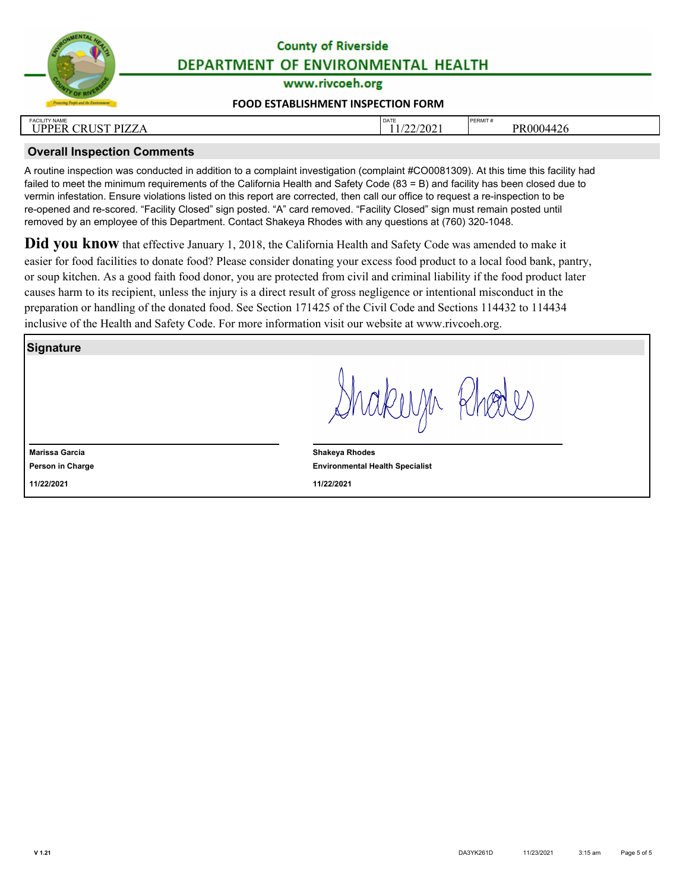# County of Riverside
## DEPARTMENT OF ENVIRONMENTAL HEALTH
www.rivcoeh.org

### FOOD ESTABLISHMENT INSPECTION FORM

| FACILITY NAME | DATE | PERMIT # |
|---|---|---|
| UPPER CRUST PIZZA | 11/22/2021 | PR0004426 |

## Overall Inspection Comments

A routine inspection was conducted in addition to a complaint investigation (complaint #CO0081309). At this time this facility had failed to meet the minimum requirements of the California Health and Safety Code (83 = B) and facility has been closed due to vermin infestation. Ensure violations listed on this report are corrected, then call our office to request a re-inspection to be re-opened and re-scored. “Facility Closed” sign posted. “A” card removed. “Facility Closed” sign must remain posted until removed by an employee of this Department. Contact Shakeya Rhodes with any questions at (760) 320-1048.

**Did you know** that effective January 1, 2018, the California Health and Safety Code was amended to make it easier for food facilities to donate food? Please consider donating your excess food product to a local food bank, pantry, or soup kitchen. As a good faith food donor, you are protected from civil and criminal liability if the food product later causes harm to its recipient, unless the injury is a direct result of gross negligence or intentional misconduct in the preparation or handling of the donated food. See Section 171425 of the Civil Code and Sections 114432 to 114434 inclusive of the Health and Safety Code. For more information visit our website at www.rivcoeh.org.

## Signature

| | |
|---|---|
| **Marissa Garcia** | **Shakeya Rhodes** |
| **Person in Charge** | **Environmental Health Specialist** |
| **11/22/2021** | **11/22/2021** |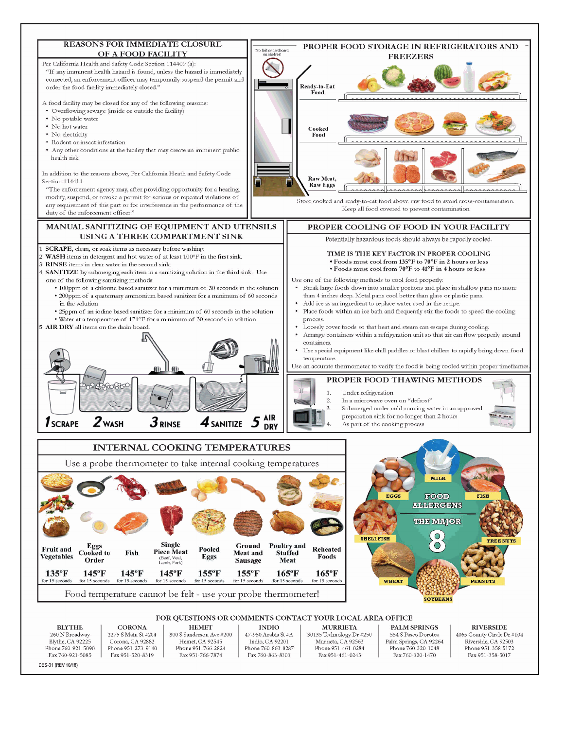## REASONS FOR IMMEDIATE CLOSURE OF A FOOD FACILITY

Per California Health and Safety Code Section 114409 (a):
"If any imminent health hazard is found, unless the hazard is immediately corrected, an enforcement officer may temporarily suspend the permit and order the food facility immediately closed."

A food facility may be closed for any of the following reasons:

- Overflowing sewage (inside or outside the facility)
- No potable water
- No hot water
- No electricity
- Rodent or insect infestation
- Any other conditions at the facility that may create an imminent public health risk

In addition to the reasons above, Per California Heath and Safety Code Section 114411:
"The enforcement agency may, after providing opportunity for a hearing, modify, suspend, or revoke a permit for serious or repeated violations of any requirement of this part or for interference in the performance of the duty of the enforcement officer."

## PROPER FOOD STORAGE IN REFRIGERATORS AND FREEZERS

No foil or cardboard on shelves!

Ready-to-Eat Food

Cooked Food

Raw Meat, Raw Eggs

Store cooked and ready-to-eat food above raw food to avoid cross-contamination.
Keep all food covered to prevent contamination

## MANUAL SANITIZING OF EQUIPMENT AND UTENSILS USING A THREE COMPARTMENT SINK

1. **SCRAPE**, clean, or soak items as necessary before washing.
2. **WASH** items in detergent and hot water of at least 100°F in the first sink.
3. **RINSE** items in clear water in the second sink.
4. **SANITIZE** by submerging each item in a sanitizing solution in the third sink. Use one of the following sanitizing methods:
   - 100ppm of a chlorine based sanitizer for a minimum of 30 seconds in the solution
   - 200ppm of a quaternary ammonium based sanitizer for a minimum of 60 seconds in the solution
   - 25ppm of an iodine based sanitizer for a minimum of 60 seconds in the solution
   - Water at a temperature of 171°F for a minimum of 30 seconds in solution
5. **AIR DRY** all items on the drain board.

1 SCRAPE 2 WASH 3 RINSE 4 SANITIZE 5 AIR DRY

## PROPER COOLING OF FOOD IN YOUR FACILITY

Potentially hazardous foods should always be rapodly cooled.

**TIME IS THE KEY FACTOR IN PROPER COOLING**

- **Foods must cool from 135°F to 70°F in 2 hours or less**
- **Foods must cool from 70°F to 41°F in 4 hours or less**

Use one of the following methods to cool food properly:

- Break large foods down into smaller portions and place in shallow pans no more than 4 inches deep. Metal pans cool better than glass or plastic pans.
- Add ice as an ingredient to replace water used in the recipe.
- Place foods within an ice bath and frequently stir the foods to speed the cooling process.
- Loosely cover foods so that heat and steam can escape during cooling.
- Arrange containers within a refrigeration unit so that air can flow properly around containers.
- Use special equipment like chill paddles or blast chillers to rapidly bring down food temperature.

Use an accurate thermometer to verify the food is being cooled within proper timeframes.

## PROPER FOOD THAWING METHODS

1. Under refrigeration
2. In a microwave oven on "defrost"
3. Submerged under cold running water in an approved preparation sink for no longer than 2 hours
4. As part of the cooking process

## INTERNAL COOKING TEMPERATURES

Use a probe thermometer to take internal cooking temperatures

| Fruit and Vegetables | Eggs Cooked to Order | Fish | Single Piece Meat (Beef, Veal, Lamb, Pork) | Pooled Eggs | Ground Meat and Sausage | Poultry and Stuffed Meat | Reheated Foods |
|---|---|---|---|---|---|---|---|
| 135°F for 15 seconds | 145°F for 15 seconds | 145°F for 15 seconds | 145°F for 15 seconds | 155°F for 15 seconds | 155°F for 15 seconds | 165°F for 15 seconds | 165°F for 15 seconds |

Food temperature cannot be felt - use your probe thermometer!

## FOOD ALLERGENS THE MAJOR 8

MILK, FISH, TREE NUTS, PEANUTS, SOYBEANS, WHEAT, SHELLFISH, EGGS

## FOR QUESTIONS OR COMMENTS CONTACT YOUR LOCAL AREA OFFICE

| BLYTHE | CORONA | HEMET | INDIO | MURRIETA | PALM SPRINGS | RIVERSIDE |
|---|---|---|---|---|---|---|
| 260 N Broadway | 2275 S Main St #204 | 800 S Sanderson Ave #200 | 47-950 Arabia St #A | 30135 Technology Dr #250 | 554 S Paseo Dorotea | 4065 County Circle Dr #104 |
| Blythe, CA 92225 | Corona, CA 92882 | Hemet, CA 92545 | Indio, CA 92201 | Murrieta, CA 92563 | Palm Springs, CA 92264 | Riverside, CA 92503 |
| Phone 760-921-5090 | Phone 951-273-9140 | Phone 951-766-2824 | Phone 760-863-8287 | Phone 951-461-0284 | Phone 760-320-1048 | Phone 951-358-5172 |
| Fax 760-921-5085 | Fax 951-520-8319 | Fax 951-766-7874 | Fax 760-863-8303 | Fax 951-461-0245 | Fax 760-320-1470 | Fax 951-358-5017 |

DES-31 (REV 10/18)